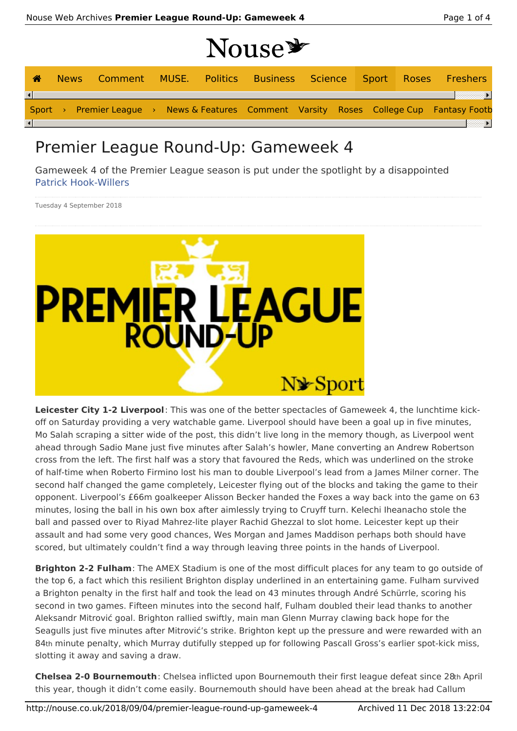# Premier League Round-Up: Gameweek 4

Gameweek 4 of the Premier League season is put under the spotlight by a disappointed Patrick Hook-Willers

Tuesday 4 September 2018

**Leicester City 1-2 Liverpool**: This was one of the better spectacles of Gameweek 4, the lunchtime kick-off on Saturday providing a very watchable game. Liverpool should have been a goal up in five minutes, Mo Salah scraping a sitter wide of the post, this didn't live long in the memory though, as Liverpool went ahead through Sadio Mane just five minutes after Salah's howler, Mane converting an Andrew Robertson cross from the left. The first half was a story that favoured the Reds, which was underlined on the stroke of half-time when Roberto Firmino lost his man to double Liverpool's lead from a James Milner corner. The second half changed the game completely, Leicester flying out of the blocks and taking the game to their opponent. Liverpool's £66m goalkeeper Alisson Becker handed the Foxes a way back into the game on 63 minutes, losing the ball in his own box after aimlessly trying to Cruyff turn. Kelechi Iheanacho stole the ball and passed over to Riyad Mahrez-lite player Rachid Ghezzal to slot home. Leicester kept up their assault and had some very good chances, Wes Morgan and James Maddison perhaps both should have scored, but ultimately couldn't find a way through leaving three points in the hands of Liverpool.

**Brighton 2-2 Fulham**: The AMEX Stadium is one of the most difficult places for any team to go outside of the top 6, a fact which this resilient Brighton display underlined in an entertaining game. Fulham survived a Brighton penalty in the first half and took the lead on 43 minutes through André Schürrle, scoring his second in two games. Fifteen minutes into the second half, Fulham doubled their lead thanks to another Aleksandr Mitrović goal. Brighton rallied swiftly, main man Glenn Murray clawing back hope for the Seagulls just five minutes after Mitrović's strike. Brighton kept up the pressure and were rewarded with an 84th minute penalty, which Murray dutifully stepped up for following Pascall Gross's earlier spot-kick miss, slotting it away and saving a draw.

**Chelsea 2-0 Bournemouth**: Chelsea inflicted upon Bournemouth their first league defeat since 28th April this year, though it didn't come easily. Bournemouth should have been ahead at the break had Callum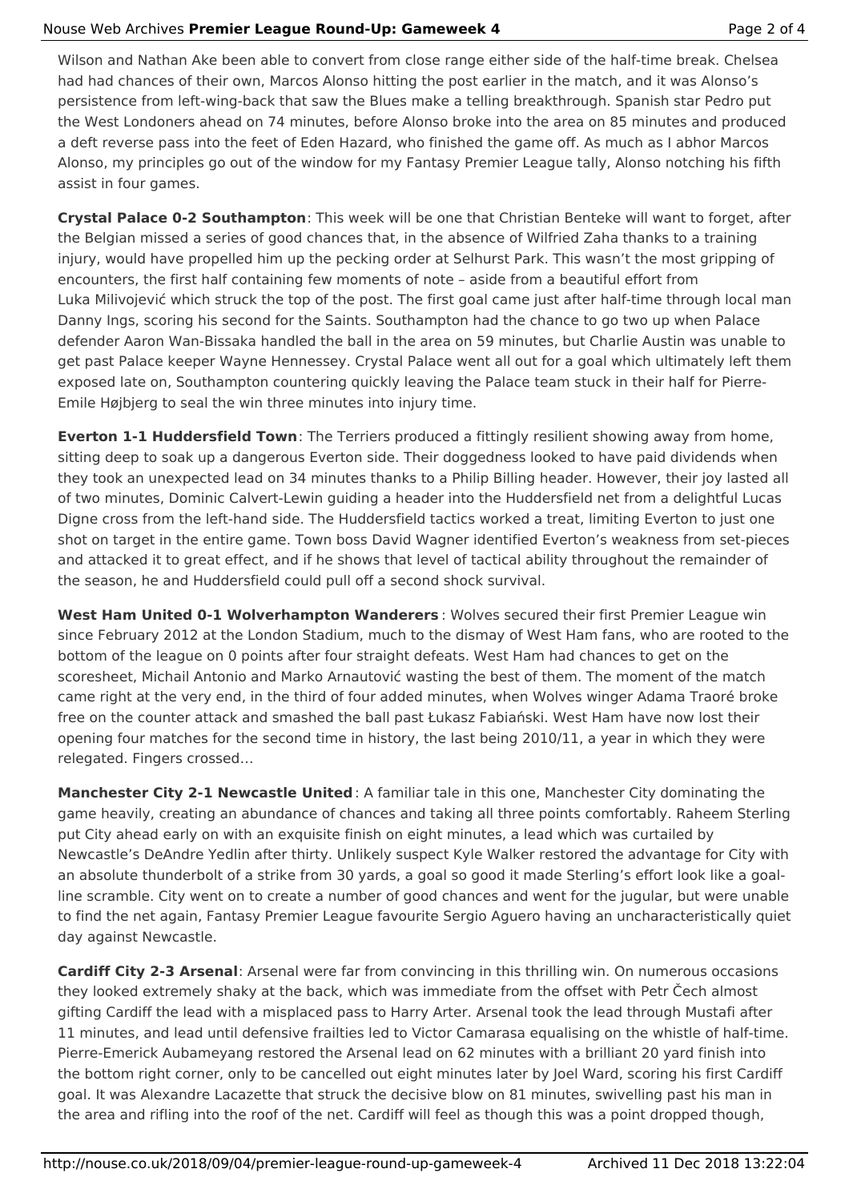Wilson and Nathan Ake been able to convert from close range either side of the half-time break. Chelsea had had chances of their own, Marcos Alonso hitting the post earlier in the match, and it was Alonso's persistence from left-wing-back that saw the Blues make a telling breakthrough. Spanish star Pedro put the West Londoners ahead on 74 minutes, before Alonso broke into the area on 85 minutes and produced a deft reverse pass into the feet of Eden Hazard, who finished the game off. As much as I abhor Marcos Alonso, my principles go out of the window for my Fantasy Premier League tally, Alonso notching his fifth assist in four games.

**Crystal Palace 0-2 Southampton**: This week will be one that Christian Benteke will want to forget, after the Belgian missed a series of good chances that, in the absence of Wilfried Zaha thanks to a training injury, would have propelled him up the pecking order at Selhurst Park. This wasn't the most gripping of encounters, the first half containing few moments of note – aside from a beautiful effort from Luka Milivojević which struck the top of the post. The first goal came just after half-time through local man Danny Ings, scoring his second for the Saints. Southampton had the chance to go two up when Palace defender Aaron Wan-Bissaka handled the ball in the area on 59 minutes, but Charlie Austin was unable to get past Palace keeper Wayne Hennessey. Crystal Palace went all out for a goal which ultimately left them exposed late on, Southampton countering quickly leaving the Palace team stuck in their half for Pierre-Emile Højbjerg to seal the win three minutes into injury time.

**Everton 1-1 Huddersfield Town**: The Terriers produced a fittingly resilient showing away from home, sitting deep to soak up a dangerous Everton side. Their doggedness looked to have paid dividends when they took an unexpected lead on 34 minutes thanks to a Philip Billing header. However, their joy lasted all of two minutes, Dominic Calvert-Lewin guiding a header into the Huddersfield net from a delightful Lucas Digne cross from the left-hand side. The Huddersfield tactics worked a treat, limiting Everton to just one shot on target in the entire game. Town boss David Wagner identified Everton's weakness from set-pieces and attacked it to great effect, and if he shows that level of tactical ability throughout the remainder of the season, he and Huddersfield could pull off a second shock survival.

**West Ham United 0-1 Wolverhampton Wanderers**: Wolves secured their first Premier League win since February 2012 at the London Stadium, much to the dismay of West Ham fans, who are rooted to the bottom of the league on 0 points after four straight defeats. West Ham had chances to get on the scoresheet, Michail Antonio and Marko Arnautović wasting the best of them. The moment of the match came right at the very end, in the third of four added minutes, when Wolves winger Adama Traoré broke free on the counter attack and smashed the ball past Łukasz Fabiański. West Ham have now lost their opening four matches for the second time in history, the last being 2010/11, a year in which they were relegated. Fingers crossed…

**Manchester City 2-1 Newcastle United**: A familiar tale in this one, Manchester City dominating the game heavily, creating an abundance of chances and taking all three points comfortably. Raheem Sterling put City ahead early on with an exquisite finish on eight minutes, a lead which was curtailed by Newcastle's DeAndre Yedlin after thirty. Unlikely suspect Kyle Walker restored the advantage for City with an absolute thunderbolt of a strike from 30 yards, a goal so good it made Sterling's effort look like a goal-line scramble. City went on to create a number of good chances and went for the jugular, but were unable to find the net again, Fantasy Premier League favourite Sergio Aguero having an uncharacteristically quiet day against Newcastle.

**Cardiff City 2-3 Arsenal**: Arsenal were far from convincing in this thrilling win. On numerous occasions they looked extremely shaky at the back, which was immediate from the offset with Petr Čech almost gifting Cardiff the lead with a misplaced pass to Harry Arter. Arsenal took the lead through Mustafi after 11 minutes, and lead until defensive frailties led to Victor Camarasa equalising on the whistle of half-time. Pierre-Emerick Aubameyang restored the Arsenal lead on 62 minutes with a brilliant 20 yard finish into the bottom right corner, only to be cancelled out eight minutes later by Joel Ward, scoring his first Cardiff goal. It was Alexandre Lacazette that struck the decisive blow on 81 minutes, swivelling past his man in the area and rifling into the roof of the net. Cardiff will feel as though this was a point dropped though,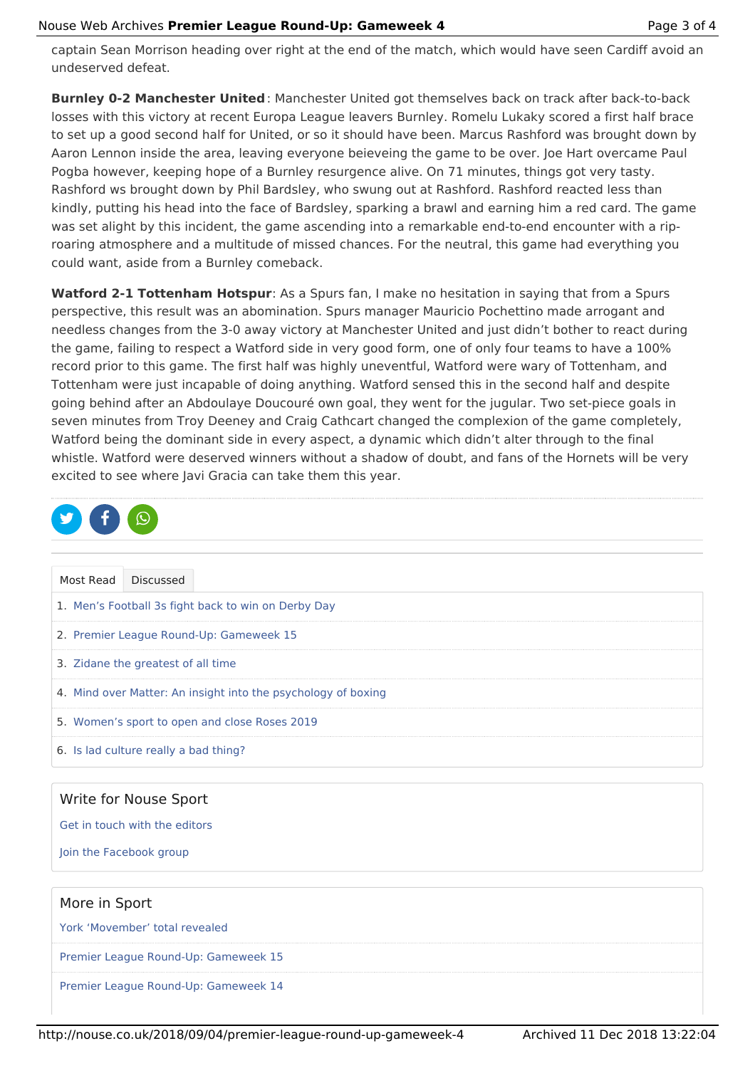captain Sean Morrison heading over right at the end of the match, which would have seen Cardiff avoid an undeserved defeat.

**Burnley 0-2 Manchester United**: Manchester United got themselves back on track after back-to-back losses with this victory at recent Europa League leavers Burnley. Romelu Lukaky scored a first half brace to set up a good second half for United, or so it should have been. Marcus Rashford was brought down by Aaron Lennon inside the area, leaving everyone beieveing the game to be over. Joe Hart overcame Paul Pogba however, keeping hope of a Burnley resurgence alive. On 71 minutes, things got very tasty. Rashford ws brought down by Phil Bardsley, who swung out at Rashford. Rashford reacted less than kindly, putting his head into the face of Bardsley, sparking a brawl and earning him a red card. The game was set alight by this incident, the game ascending into a remarkable end-to-end encounter with a rip-roaring atmosphere and a multitude of missed chances. For the neutral, this game had everything you could want, aside from a Burnley comeback.

**Watford 2-1 Tottenham Hotspur**: As a Spurs fan, I make no hesitation in saying that from a Spurs perspective, this result was an abomination. Spurs manager Mauricio Pochettino made arrogant and needless changes from the 3-0 away victory at Manchester United and just didn't bother to react during the game, failing to respect a Watford side in very good form, one of only four teams to have a 100% record prior to this game. The first half was highly uneventful, Watford were wary of Tottenham, and Tottenham were just incapable of doing anything. Watford sensed this in the second half and despite going behind after an Abdoulaye Doucouré own goal, they went for the jugular. Two set-piece goals in seven minutes from Troy Deeney and Craig Cathcart changed the complexion of the game completely, Watford being the dominant side in every aspect, a dynamic which didn't alter through to the final whistle. Watford were deserved winners without a shadow of doubt, and fans of the Hornets will be very excited to see where Javi Gracia can take them this year.

Most Read | Discussed

1. Men's Football 3s fight back to win on Derby Day
2. Premier League Round-Up: Gameweek 15
3. Zidane the greatest of all time
4. Mind over Matter: An insight into the psychology of boxing
5. Women's sport to open and close Roses 2019
6. Is lad culture really a bad thing?

## Write for Nouse Sport

Get in touch with the editors

Join the Facebook group

## More in Sport

York 'Movember' total revealed

Premier League Round-Up: Gameweek 15

Premier League Round-Up: Gameweek 14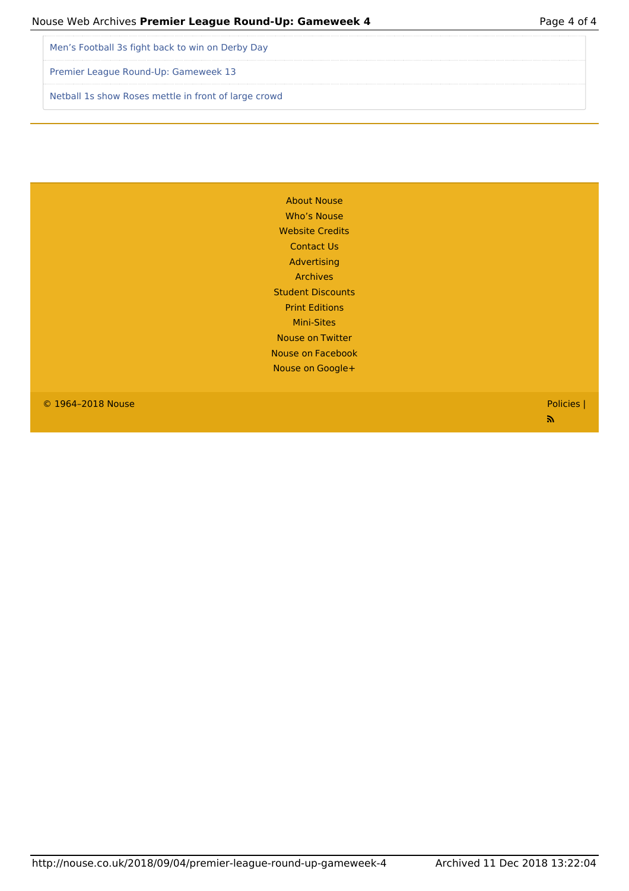- Men’s Football 3s fight back to win on Derby Day
- Premier League Round-Up: Gameweek 13
- Netball 1s show Roses mettle in front of large crowd

About Nouse
Who’s Nouse
Website Credits
Contact Us
Advertising
Archives
Student Discounts
Print Editions
Mini-Sites
Nouse on Twitter
Nouse on Facebook
Nouse on Google+

© 1964–2018 Nouse

Policies |